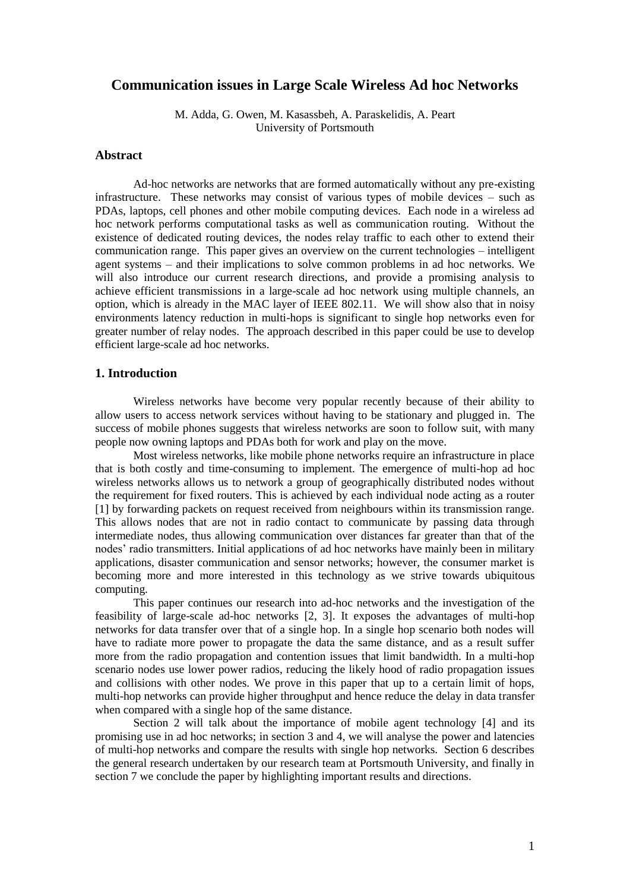# Communication issues in Large Scale Wireless Ad hoc Networks

M. Adda, G. Owen, M. Kasassbeh, A. Paraskelidis, A. Peart
University of Portsmouth

## Abstract

Ad-hoc networks are networks that are formed automatically without any pre-existing infrastructure. These networks may consist of various types of mobile devices – such as PDAs, laptops, cell phones and other mobile computing devices. Each node in a wireless ad hoc network performs computational tasks as well as communication routing. Without the existence of dedicated routing devices, the nodes relay traffic to each other to extend their communication range. This paper gives an overview on the current technologies – intelligent agent systems – and their implications to solve common problems in ad hoc networks. We will also introduce our current research directions, and provide a promising analysis to achieve efficient transmissions in a large-scale ad hoc network using multiple channels, an option, which is already in the MAC layer of IEEE 802.11. We will show also that in noisy environments latency reduction in multi-hops is significant to single hop networks even for greater number of relay nodes. The approach described in this paper could be use to develop efficient large-scale ad hoc networks.

## 1. Introduction

Wireless networks have become very popular recently because of their ability to allow users to access network services without having to be stationary and plugged in. The success of mobile phones suggests that wireless networks are soon to follow suit, with many people now owning laptops and PDAs both for work and play on the move.

Most wireless networks, like mobile phone networks require an infrastructure in place that is both costly and time-consuming to implement. The emergence of multi-hop ad hoc wireless networks allows us to network a group of geographically distributed nodes without the requirement for fixed routers. This is achieved by each individual node acting as a router [1] by forwarding packets on request received from neighbours within its transmission range. This allows nodes that are not in radio contact to communicate by passing data through intermediate nodes, thus allowing communication over distances far greater than that of the nodes' radio transmitters. Initial applications of ad hoc networks have mainly been in military applications, disaster communication and sensor networks; however, the consumer market is becoming more and more interested in this technology as we strive towards ubiquitous computing.

This paper continues our research into ad-hoc networks and the investigation of the feasibility of large-scale ad-hoc networks [2, 3]. It exposes the advantages of multi-hop networks for data transfer over that of a single hop. In a single hop scenario both nodes will have to radiate more power to propagate the data the same distance, and as a result suffer more from the radio propagation and contention issues that limit bandwidth. In a multi-hop scenario nodes use lower power radios, reducing the likely hood of radio propagation issues and collisions with other nodes. We prove in this paper that up to a certain limit of hops, multi-hop networks can provide higher throughput and hence reduce the delay in data transfer when compared with a single hop of the same distance.

Section 2 will talk about the importance of mobile agent technology [4] and its promising use in ad hoc networks; in section 3 and 4, we will analyse the power and latencies of multi-hop networks and compare the results with single hop networks. Section 6 describes the general research undertaken by our research team at Portsmouth University, and finally in section 7 we conclude the paper by highlighting important results and directions.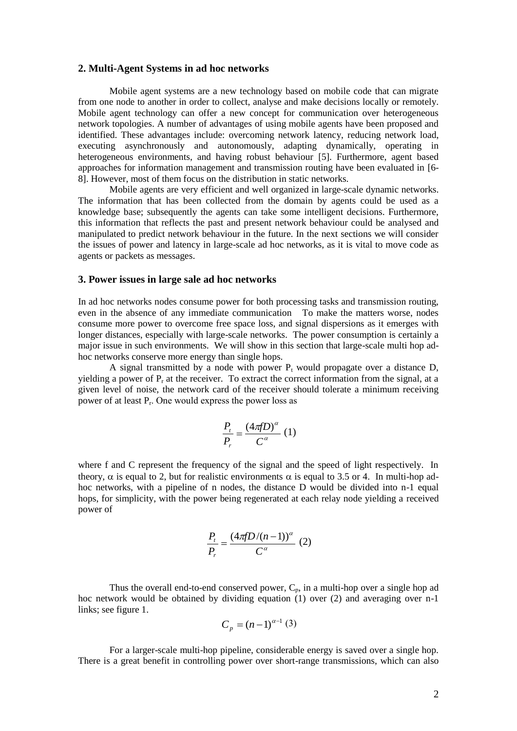## 2. Multi-Agent Systems in ad hoc networks

Mobile agent systems are a new technology based on mobile code that can migrate from one node to another in order to collect, analyse and make decisions locally or remotely. Mobile agent technology can offer a new concept for communication over heterogeneous network topologies. A number of advantages of using mobile agents have been proposed and identified. These advantages include: overcoming network latency, reducing network load, executing asynchronously and autonomously, adapting dynamically, operating in heterogeneous environments, and having robust behaviour [5]. Furthermore, agent based approaches for information management and transmission routing have been evaluated in [6-8]. However, most of them focus on the distribution in static networks.

Mobile agents are very efficient and well organized in large-scale dynamic networks. The information that has been collected from the domain by agents could be used as a knowledge base; subsequently the agents can take some intelligent decisions. Furthermore, this information that reflects the past and present network behaviour could be analysed and manipulated to predict network behaviour in the future. In the next sections we will consider the issues of power and latency in large-scale ad hoc networks, as it is vital to move code as agents or packets as messages.

## 3. Power issues in large sale ad hoc networks

In ad hoc networks nodes consume power for both processing tasks and transmission routing, even in the absence of any immediate communication To make the matters worse, nodes consume more power to overcome free space loss, and signal dispersions as it emerges with longer distances, especially with large-scale networks. The power consumption is certainly a major issue in such environments. We will show in this section that large-scale multi hop ad-hoc networks conserve more energy than single hops.

A signal transmitted by a node with power $P_t$ would propagate over a distance D, yielding a power of $P_r$ at the receiver. To extract the correct information from the signal, at a given level of noise, the network card of the receiver should tolerate a minimum receiving power of at least $P_r$. One would express the power loss as

$$\frac{P_t}{P_r} = \frac{(4\pi f D)^{\alpha}}{C^{\alpha}} \quad (1)$$

where f and C represent the frequency of the signal and the speed of light respectively. In theory, $\alpha$ is equal to 2, but for realistic environments $\alpha$ is equal to 3.5 or 4. In multi-hop ad-hoc networks, with a pipeline of n nodes, the distance D would be divided into n-1 equal hops, for simplicity, with the power being regenerated at each relay node yielding a received power of

$$\frac{P_t}{P_r} = \frac{(4\pi f D/(n-1))^{\alpha}}{C^{\alpha}} \quad (2)$$

Thus the overall end-to-end conserved power, $C_p$, in a multi-hop over a single hop ad hoc network would be obtained by dividing equation (1) over (2) and averaging over n-1 links; see figure 1.

$$C_p = (n-1)^{\alpha-1} \quad (3)$$

For a larger-scale multi-hop pipeline, considerable energy is saved over a single hop. There is a great benefit in controlling power over short-range transmissions, which can also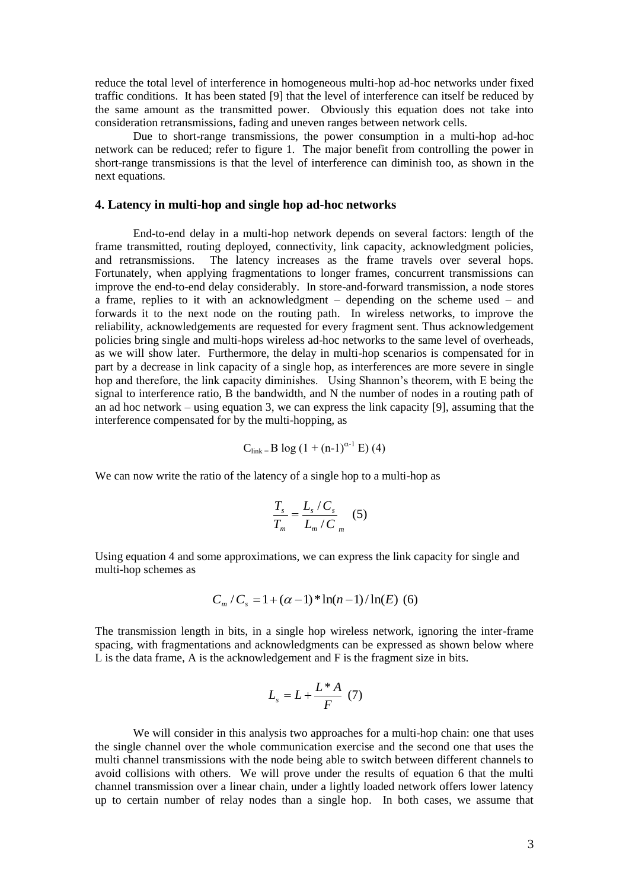reduce the total level of interference in homogeneous multi-hop ad-hoc networks under fixed traffic conditions. It has been stated [9] that the level of interference can itself be reduced by the same amount as the transmitted power. Obviously this equation does not take into consideration retransmissions, fading and uneven ranges between network cells.

Due to short-range transmissions, the power consumption in a multi-hop ad-hoc network can be reduced; refer to figure 1. The major benefit from controlling the power in short-range transmissions is that the level of interference can diminish too, as shown in the next equations.

## 4. Latency in multi-hop and single hop ad-hoc networks

End-to-end delay in a multi-hop network depends on several factors: length of the frame transmitted, routing deployed, connectivity, link capacity, acknowledgment policies, and retransmissions. The latency increases as the frame travels over several hops. Fortunately, when applying fragmentations to longer frames, concurrent transmissions can improve the end-to-end delay considerably. In store-and-forward transmission, a node stores a frame, replies to it with an acknowledgment – depending on the scheme used – and forwards it to the next node on the routing path. In wireless networks, to improve the reliability, acknowledgements are requested for every fragment sent. Thus acknowledgement policies bring single and multi-hops wireless ad-hoc networks to the same level of overheads, as we will show later. Furthermore, the delay in multi-hop scenarios is compensated for in part by a decrease in link capacity of a single hop, as interferences are more severe in single hop and therefore, the link capacity diminishes. Using Shannon's theorem, with E being the signal to interference ratio, B the bandwidth, and N the number of nodes in a routing path of an ad hoc network – using equation 3, we can express the link capacity [9], assuming that the interference compensated for by the multi-hopping, as

$$C_{link} = B \log\left(1 + (n-1)^{\alpha-1} E\right) \quad (4)$$

We can now write the ratio of the latency of a single hop to a multi-hop as

$$\frac{T_s}{T_m} = \frac{L_s / C_s}{L_m / C_m} \quad (5)$$

Using equation 4 and some approximations, we can express the link capacity for single and multi-hop schemes as

$$C_m / C_s = 1 + (\alpha - 1) * \ln(n-1) / \ln(E) \quad (6)$$

The transmission length in bits, in a single hop wireless network, ignoring the inter-frame spacing, with fragmentations and acknowledgments can be expressed as shown below where L is the data frame, A is the acknowledgement and F is the fragment size in bits.

$$L_s = L + \frac{L * A}{F} \quad (7)$$

We will consider in this analysis two approaches for a multi-hop chain: one that uses the single channel over the whole communication exercise and the second one that uses the multi channel transmissions with the node being able to switch between different channels to avoid collisions with others. We will prove under the results of equation 6 that the multi channel transmission over a linear chain, under a lightly loaded network offers lower latency up to certain number of relay nodes than a single hop. In both cases, we assume that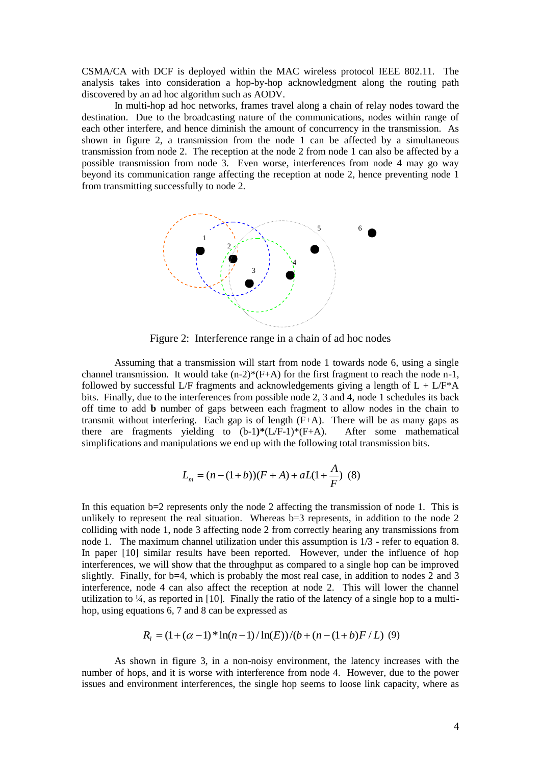CSMA/CA with DCF is deployed within the MAC wireless protocol IEEE 802.11. The analysis takes into consideration a hop-by-hop acknowledgment along the routing path discovered by an ad hoc algorithm such as AODV.

In multi-hop ad hoc networks, frames travel along a chain of relay nodes toward the destination. Due to the broadcasting nature of the communications, nodes within range of each other interfere, and hence diminish the amount of concurrency in the transmission. As shown in figure 2, a transmission from the node 1 can be affected by a simultaneous transmission from node 2. The reception at the node 2 from node 1 can also be affected by a possible transmission from node 3. Even worse, interferences from node 4 may go way beyond its communication range affecting the reception at node 2, hence preventing node 1 from transmitting successfully to node 2.

Figure 2: Interference range in a chain of ad hoc nodes

Assuming that a transmission will start from node 1 towards node 6, using a single channel transmission. It would take (n-2)*(F+A) for the first fragment to reach the node n-1, followed by successful L/F fragments and acknowledgements giving a length of L + L/F*A bits. Finally, due to the interferences from possible node 2, 3 and 4, node 1 schedules its back off time to add **b** number of gaps between each fragment to allow nodes in the chain to transmit without interfering. Each gap is of length (F+A). There will be as many gaps as there are fragments yielding to (b-1)**\***(L/F-1)*(F+A). After some mathematical simplifications and manipulations we end up with the following total transmission bits.

$$L_m = (n-(1+b))(F+A) + aL(1+\frac{A}{F}) \quad (8)$$

In this equation b=2 represents only the node 2 affecting the transmission of node 1. This is unlikely to represent the real situation. Whereas b=3 represents, in addition to the node 2 colliding with node 1, node 3 affecting node 2 from correctly hearing any transmissions from node 1. The maximum channel utilization under this assumption is 1/3 - refer to equation 8. In paper [10] similar results have been reported. However, under the influence of hop interferences, we will show that the throughput as compared to a single hop can be improved slightly. Finally, for b=4, which is probably the most real case, in addition to nodes 2 and 3 interference, node 4 can also affect the reception at node 2. This will lower the channel utilization to ¼, as reported in [10]. Finally the ratio of the latency of a single hop to a multi-hop, using equations 6, 7 and 8 can be expressed as

$$R_l = (1+(\alpha-1)*\ln(n-1)/\ln(E))/(b+(n-(1+b)F/L) \quad (9)$$

As shown in figure 3, in a non-noisy environment, the latency increases with the number of hops, and it is worse with interference from node 4. However, due to the power issues and environment interferences, the single hop seems to loose link capacity, where as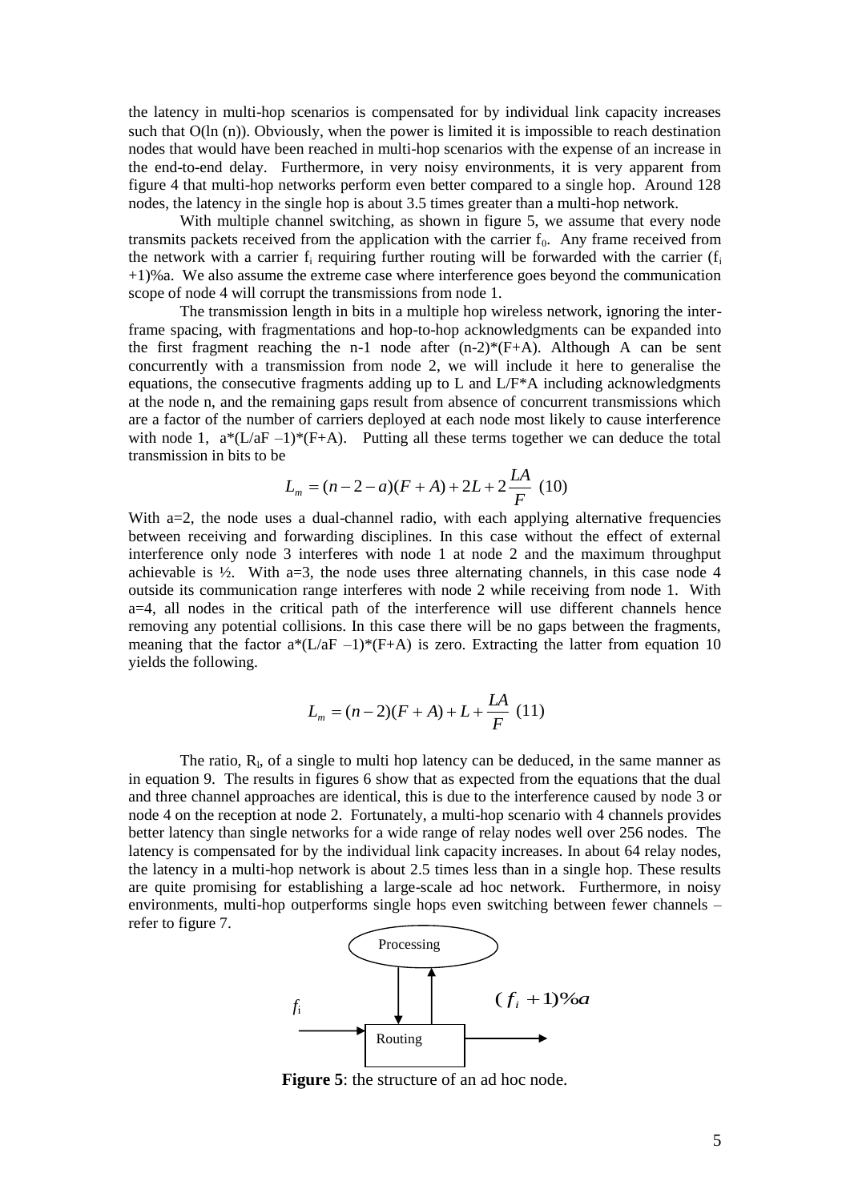the latency in multi-hop scenarios is compensated for by individual link capacity increases such that O(ln (n)). Obviously, when the power is limited it is impossible to reach destination nodes that would have been reached in multi-hop scenarios with the expense of an increase in the end-to-end delay. Furthermore, in very noisy environments, it is very apparent from figure 4 that multi-hop networks perform even better compared to a single hop. Around 128 nodes, the latency in the single hop is about 3.5 times greater than a multi-hop network.

With multiple channel switching, as shown in figure 5, we assume that every node transmits packets received from the application with the carrier $f_0$. Any frame received from the network with a carrier $f_i$ requiring further routing will be forwarded with the carrier ($f_i$ +1)%a. We also assume the extreme case where interference goes beyond the communication scope of node 4 will corrupt the transmissions from node 1.

The transmission length in bits in a multiple hop wireless network, ignoring the inter-frame spacing, with fragmentations and hop-to-hop acknowledgments can be expanded into the first fragment reaching the n-1 node after (n-2)*(F+A). Although A can be sent concurrently with a transmission from node 2, we will include it here to generalise the equations, the consecutive fragments adding up to L and L/F*A including acknowledgments at the node n, and the remaining gaps result from absence of concurrent transmissions which are a factor of the number of carriers deployed at each node most likely to cause interference with node 1, a*(L/aF –1)*(F+A). Putting all these terms together we can deduce the total transmission in bits to be

$$L_m = (n-2-a)(F+A) + 2L + 2\frac{LA}{F} \quad (10)$$

With a=2, the node uses a dual-channel radio, with each applying alternative frequencies between receiving and forwarding disciplines. In this case without the effect of external interference only node 3 interferes with node 1 at node 2 and the maximum throughput achievable is ½. With a=3, the node uses three alternating channels, in this case node 4 outside its communication range interferes with node 2 while receiving from node 1. With a=4, all nodes in the critical path of the interference will use different channels hence removing any potential collisions. In this case there will be no gaps between the fragments, meaning that the factor a*(L/aF –1)*(F+A) is zero. Extracting the latter from equation 10 yields the following.

$$L_m = (n-2)(F+A) + L + \frac{LA}{F} \quad (11)$$

The ratio, $R_l$, of a single to multi hop latency can be deduced, in the same manner as in equation 9. The results in figures 6 show that as expected from the equations that the dual and three channel approaches are identical, this is due to the interference caused by node 3 or node 4 on the reception at node 2. Fortunately, a multi-hop scenario with 4 channels provides better latency than single networks for a wide range of relay nodes well over 256 nodes. The latency is compensated for by the individual link capacity increases. In about 64 relay nodes, the latency in a multi-hop network is about 2.5 times less than in a single hop. These results are quite promising for establishing a large-scale ad hoc network. Furthermore, in noisy environments, multi-hop outperforms single hops even switching between fewer channels – refer to figure 7.

Processing

$f_i$

Routing

$(f_i + 1)\%a$

**Figure 5**: the structure of an ad hoc node.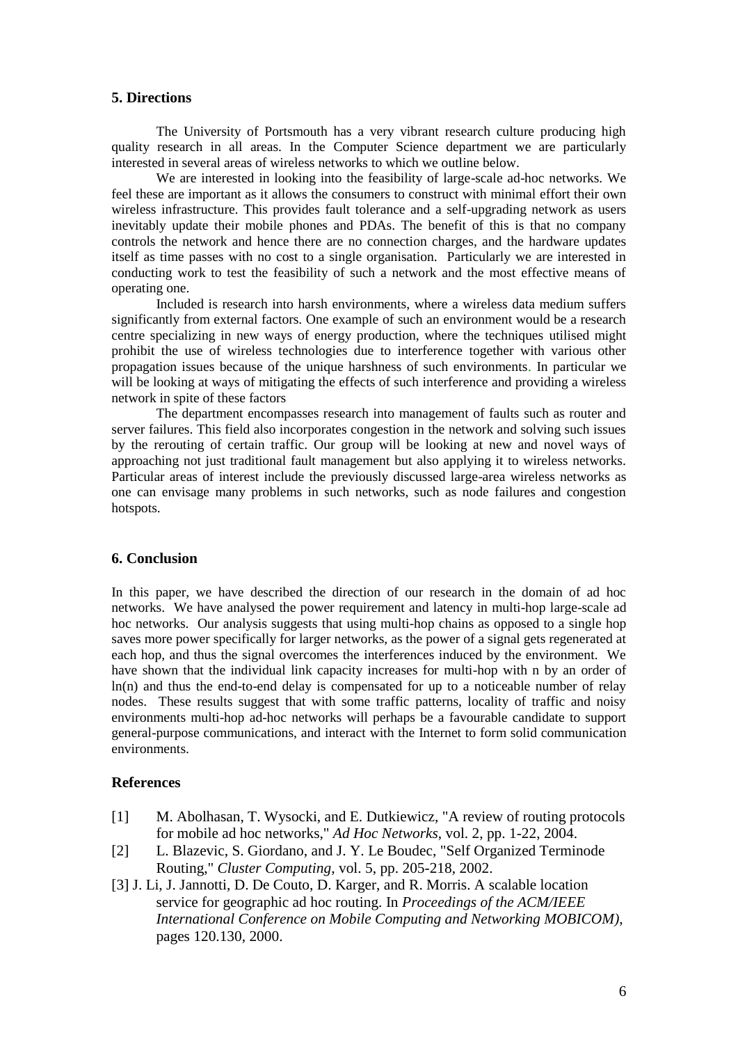## 5. Directions

The University of Portsmouth has a very vibrant research culture producing high quality research in all areas. In the Computer Science department we are particularly interested in several areas of wireless networks to which we outline below.

We are interested in looking into the feasibility of large-scale ad-hoc networks. We feel these are important as it allows the consumers to construct with minimal effort their own wireless infrastructure. This provides fault tolerance and a self-upgrading network as users inevitably update their mobile phones and PDAs. The benefit of this is that no company controls the network and hence there are no connection charges, and the hardware updates itself as time passes with no cost to a single organisation. Particularly we are interested in conducting work to test the feasibility of such a network and the most effective means of operating one.

Included is research into harsh environments, where a wireless data medium suffers significantly from external factors. One example of such an environment would be a research centre specializing in new ways of energy production, where the techniques utilised might prohibit the use of wireless technologies due to interference together with various other propagation issues because of the unique harshness of such environments. In particular we will be looking at ways of mitigating the effects of such interference and providing a wireless network in spite of these factors

The department encompasses research into management of faults such as router and server failures. This field also incorporates congestion in the network and solving such issues by the rerouting of certain traffic. Our group will be looking at new and novel ways of approaching not just traditional fault management but also applying it to wireless networks. Particular areas of interest include the previously discussed large-area wireless networks as one can envisage many problems in such networks, such as node failures and congestion hotspots.

## 6. Conclusion

In this paper, we have described the direction of our research in the domain of ad hoc networks. We have analysed the power requirement and latency in multi-hop large-scale ad hoc networks. Our analysis suggests that using multi-hop chains as opposed to a single hop saves more power specifically for larger networks, as the power of a signal gets regenerated at each hop, and thus the signal overcomes the interferences induced by the environment. We have shown that the individual link capacity increases for multi-hop with n by an order of $\ln(n)$ and thus the end-to-end delay is compensated for up to a noticeable number of relay nodes. These results suggest that with some traffic patterns, locality of traffic and noisy environments multi-hop ad-hoc networks will perhaps be a favourable candidate to support general-purpose communications, and interact with the Internet to form solid communication environments.

## References

[1] M. Abolhasan, T. Wysocki, and E. Dutkiewicz, "A review of routing protocols for mobile ad hoc networks," *Ad Hoc Networks*, vol. 2, pp. 1-22, 2004.

[2] L. Blazevic, S. Giordano, and J. Y. Le Boudec, "Self Organized Terminode Routing," *Cluster Computing*, vol. 5, pp. 205-218, 2002.

[3] J. Li, J. Jannotti, D. De Couto, D. Karger, and R. Morris. A scalable location service for geographic ad hoc routing. In *Proceedings of the ACM/IEEE International Conference on Mobile Computing and Networking MOBICOM),* pages 120.130, 2000.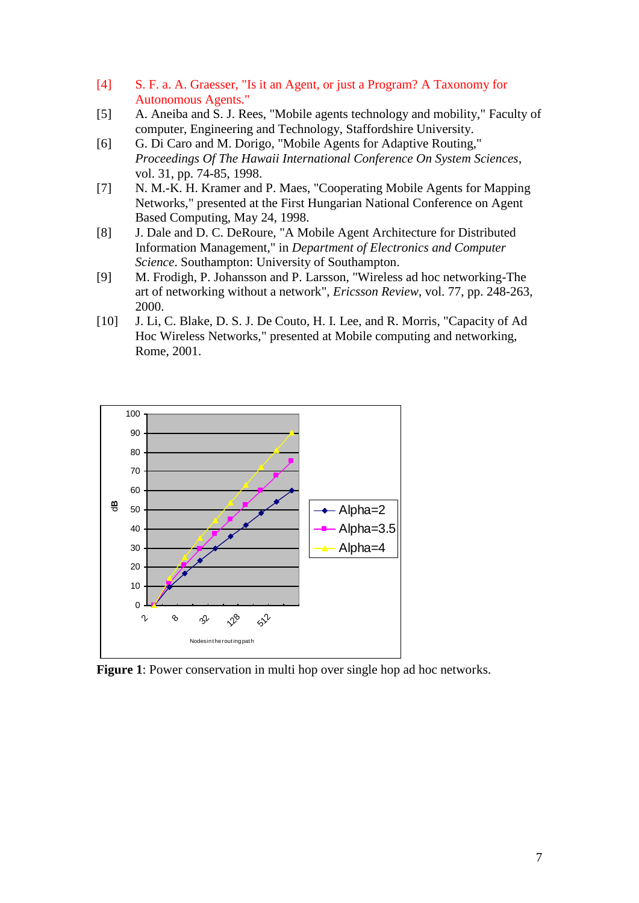[4] S. F. a. A. Graesser, "Is it an Agent, or just a Program? A Taxonomy for Autonomous Agents."

[5] A. Aneiba and S. J. Rees, "Mobile agents technology and mobility," Faculty of computer, Engineering and Technology, Staffordshire University.

[6] G. Di Caro and M. Dorigo, "Mobile Agents for Adaptive Routing," *Proceedings Of The Hawaii International Conference On System Sciences*, vol. 31, pp. 74-85, 1998.

[7] N. M.-K. H. Kramer and P. Maes, "Cooperating Mobile Agents for Mapping Networks," presented at the First Hungarian National Conference on Agent Based Computing, May 24, 1998.

[8] J. Dale and D. C. DeRoure, "A Mobile Agent Architecture for Distributed Information Management," in *Department of Electronics and Computer Science*. Southampton: University of Southampton.

[9] M. Frodigh, P. Johansson and P. Larsson, "Wireless ad hoc networking-The art of networking without a network", *Ericsson Review*, vol. 77, pp. 248-263, 2000.

[10] J. Li, C. Blake, D. S. J. De Couto, H. I. Lee, and R. Morris, "Capacity of Ad Hoc Wireless Networks," presented at Mobile computing and networking, Rome, 2001.

**Figure 1**: Power conservation in multi hop over single hop ad hoc networks.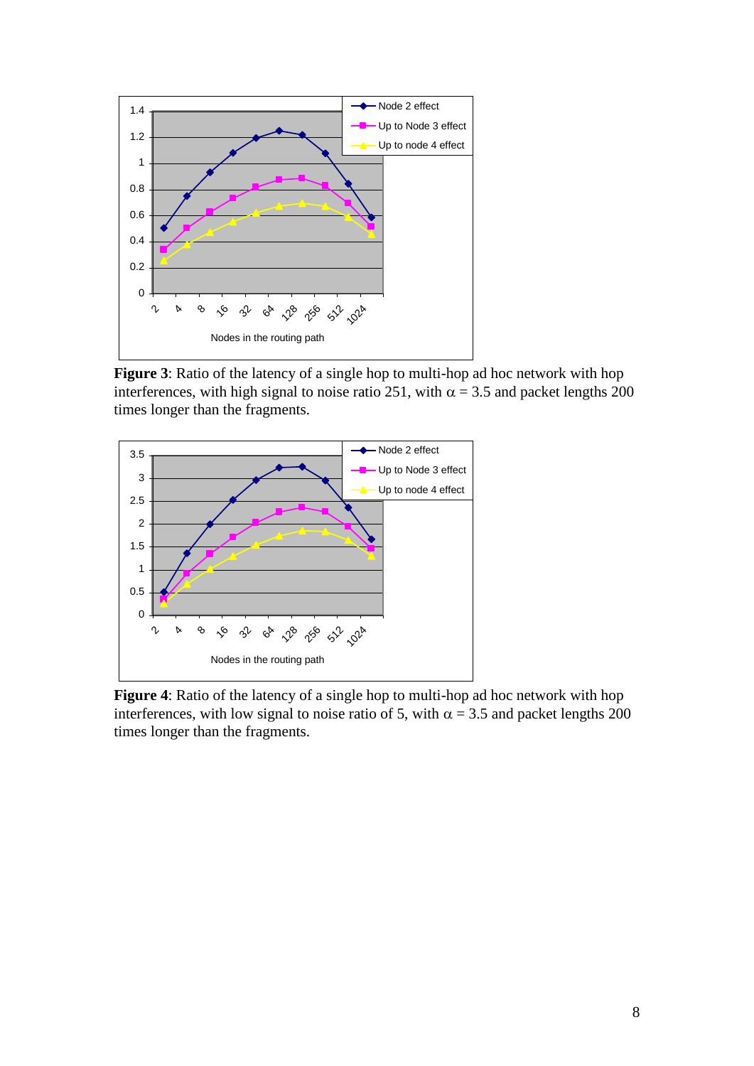**Figure 3**: Ratio of the latency of a single hop to multi-hop ad hoc network with hop interferences, with high signal to noise ratio 251, with $\alpha$ = 3.5 and packet lengths 200 times longer than the fragments.

**Figure 4**: Ratio of the latency of a single hop to multi-hop ad hoc network with hop interferences, with low signal to noise ratio of 5, with $\alpha$ = 3.5 and packet lengths 200 times longer than the fragments.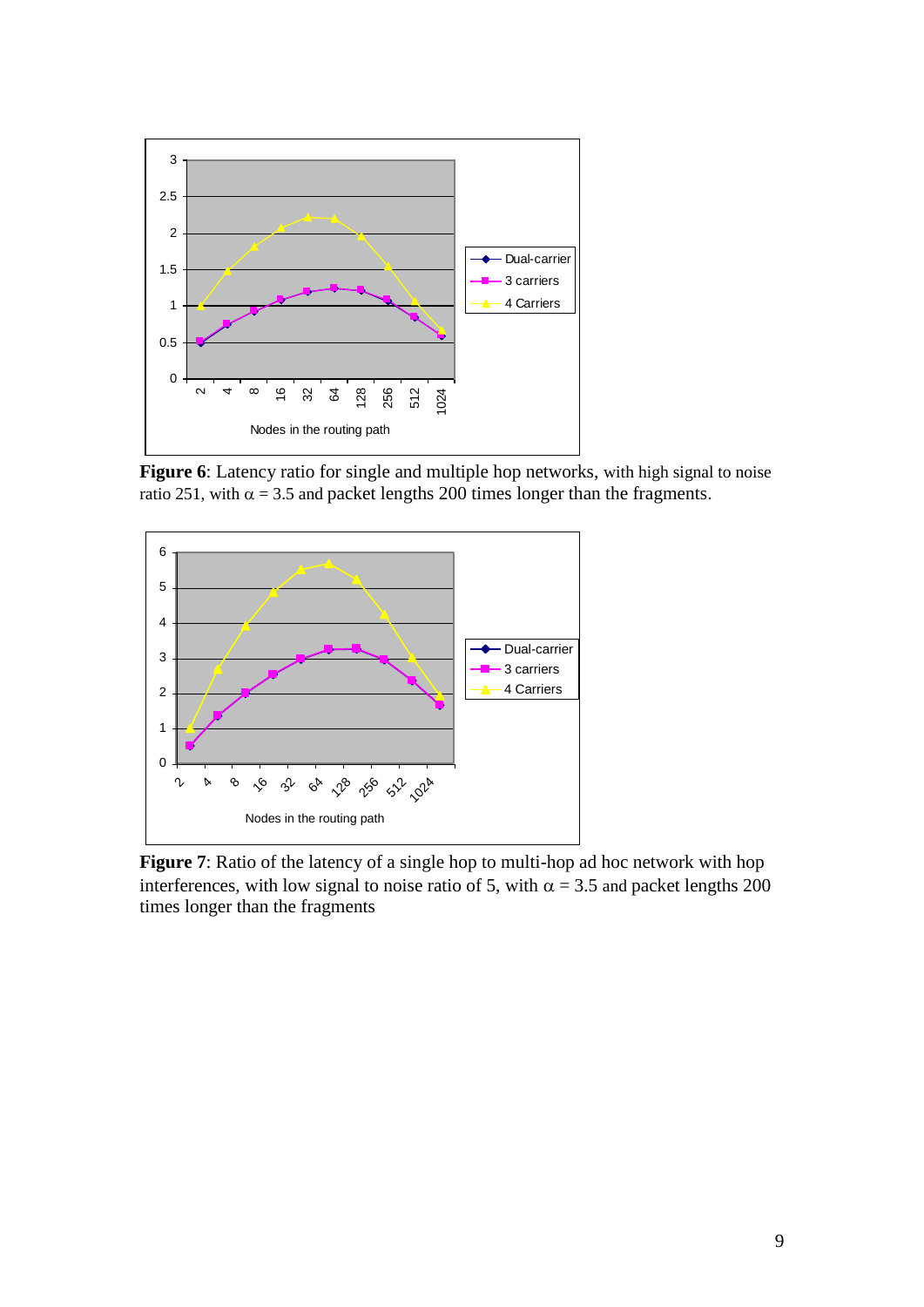3
2.5
2
1.5
1
0.5
0

2 4 8 16 32 64 128 256 512 1024

Nodes in the routing path

Dual-carrier
3 carriers
4 Carriers

**Figure 6**: Latency ratio for single and multiple hop networks, with high signal to noise ratio 251, with $\alpha$ = 3.5 and packet lengths 200 times longer than the fragments.

6
5
4
3
2
1
0

2 4 8 16 32 64 128 256 512 1024

Nodes in the routing path

Dual-carrier
3 carriers
4 Carriers

**Figure 7**: Ratio of the latency of a single hop to multi-hop ad hoc network with hop interferences, with low signal to noise ratio of 5, with $\alpha$ = 3.5 and packet lengths 200 times longer than the fragments